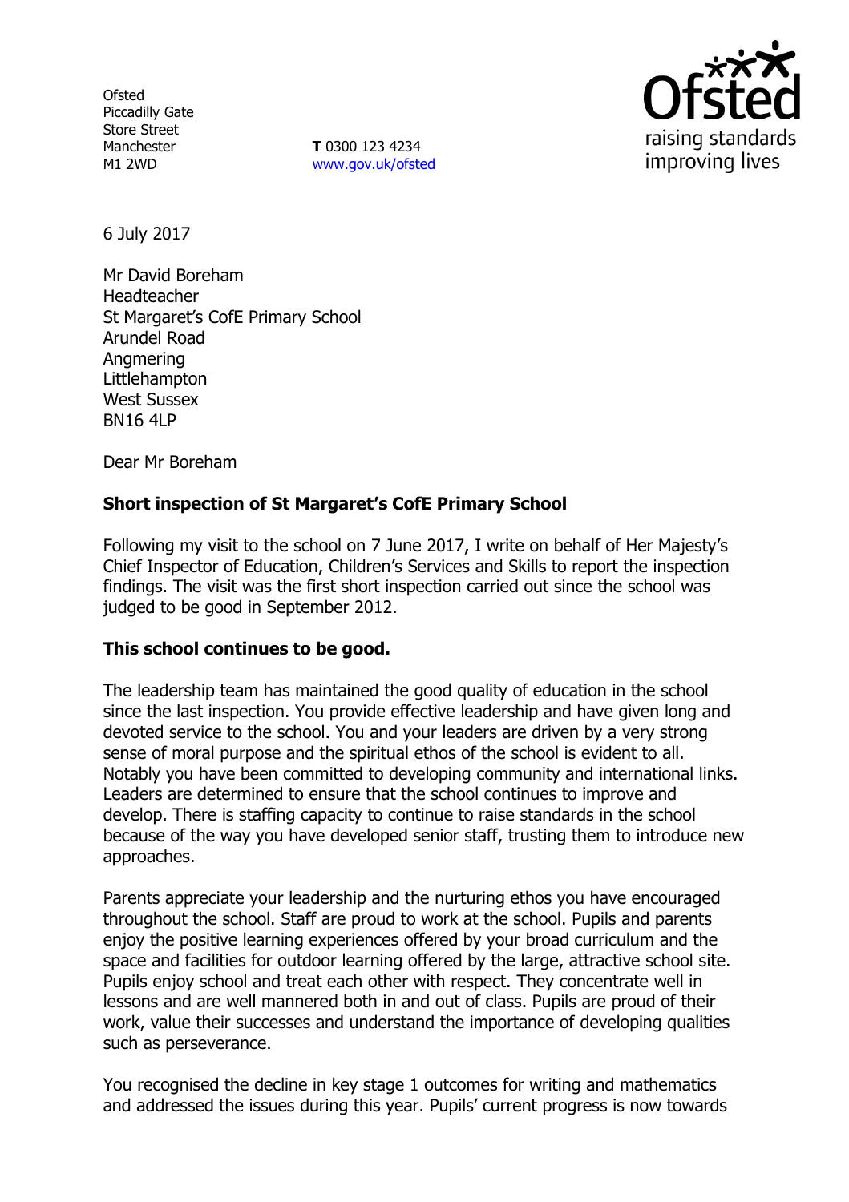Ofsted
Piccadilly Gate
Store Street
Manchester
M1 2WD

**T** 0300 123 4234
www.gov.uk/ofsted

6 July 2017

Mr David Boreham
Headteacher
St Margaret's CofE Primary School
Arundel Road
Angmering
Littlehampton
West Sussex
BN16 4LP

Dear Mr Boreham

**Short inspection of St Margaret's CofE Primary School**

Following my visit to the school on 7 June 2017, I write on behalf of Her Majesty's Chief Inspector of Education, Children's Services and Skills to report the inspection findings. The visit was the first short inspection carried out since the school was judged to be good in September 2012.

**This school continues to be good.**

The leadership team has maintained the good quality of education in the school since the last inspection. You provide effective leadership and have given long and devoted service to the school. You and your leaders are driven by a very strong sense of moral purpose and the spiritual ethos of the school is evident to all. Notably you have been committed to developing community and international links. Leaders are determined to ensure that the school continues to improve and develop. There is staffing capacity to continue to raise standards in the school because of the way you have developed senior staff, trusting them to introduce new approaches.

Parents appreciate your leadership and the nurturing ethos you have encouraged throughout the school. Staff are proud to work at the school. Pupils and parents enjoy the positive learning experiences offered by your broad curriculum and the space and facilities for outdoor learning offered by the large, attractive school site. Pupils enjoy school and treat each other with respect. They concentrate well in lessons and are well mannered both in and out of class. Pupils are proud of their work, value their successes and understand the importance of developing qualities such as perseverance.

You recognised the decline in key stage 1 outcomes for writing and mathematics and addressed the issues during this year. Pupils' current progress is now towards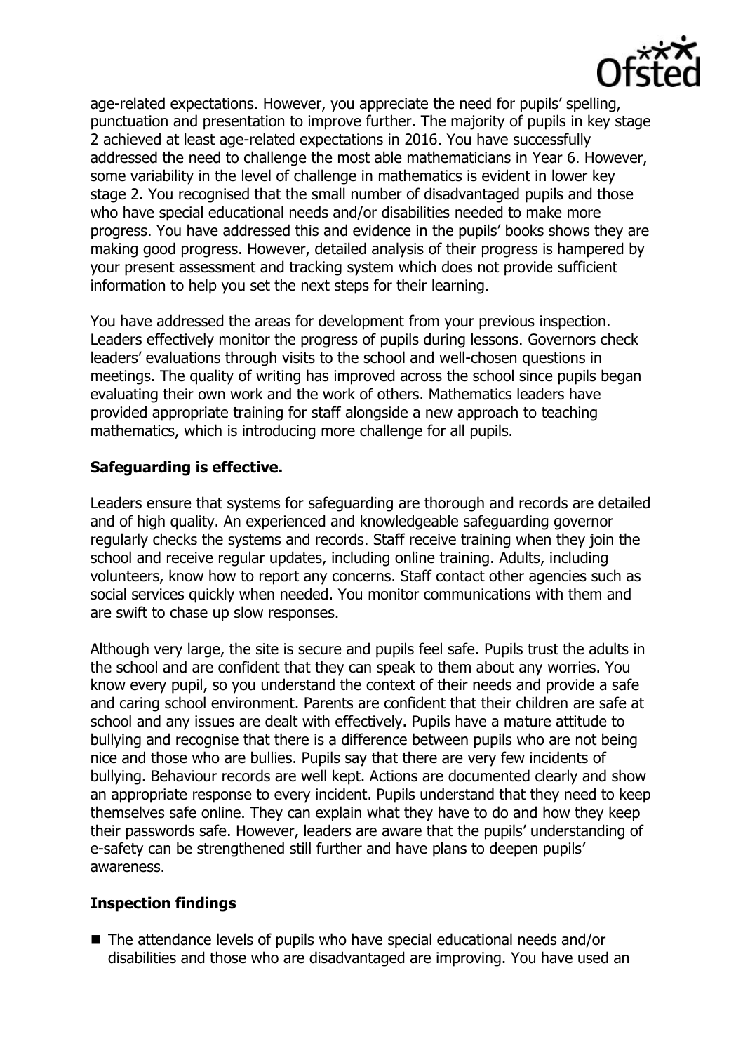age-related expectations. However, you appreciate the need for pupils' spelling, punctuation and presentation to improve further. The majority of pupils in key stage 2 achieved at least age-related expectations in 2016. You have successfully addressed the need to challenge the most able mathematicians in Year 6. However, some variability in the level of challenge in mathematics is evident in lower key stage 2. You recognised that the small number of disadvantaged pupils and those who have special educational needs and/or disabilities needed to make more progress. You have addressed this and evidence in the pupils' books shows they are making good progress. However, detailed analysis of their progress is hampered by your present assessment and tracking system which does not provide sufficient information to help you set the next steps for their learning.

You have addressed the areas for development from your previous inspection. Leaders effectively monitor the progress of pupils during lessons. Governors check leaders' evaluations through visits to the school and well-chosen questions in meetings. The quality of writing has improved across the school since pupils began evaluating their own work and the work of others. Mathematics leaders have provided appropriate training for staff alongside a new approach to teaching mathematics, which is introducing more challenge for all pupils.

## Safeguarding is effective.

Leaders ensure that systems for safeguarding are thorough and records are detailed and of high quality. An experienced and knowledgeable safeguarding governor regularly checks the systems and records. Staff receive training when they join the school and receive regular updates, including online training. Adults, including volunteers, know how to report any concerns. Staff contact other agencies such as social services quickly when needed. You monitor communications with them and are swift to chase up slow responses.

Although very large, the site is secure and pupils feel safe. Pupils trust the adults in the school and are confident that they can speak to them about any worries. You know every pupil, so you understand the context of their needs and provide a safe and caring school environment. Parents are confident that their children are safe at school and any issues are dealt with effectively. Pupils have a mature attitude to bullying and recognise that there is a difference between pupils who are not being nice and those who are bullies. Pupils say that there are very few incidents of bullying. Behaviour records are well kept. Actions are documented clearly and show an appropriate response to every incident. Pupils understand that they need to keep themselves safe online. They can explain what they have to do and how they keep their passwords safe. However, leaders are aware that the pupils' understanding of e-safety can be strengthened still further and have plans to deepen pupils' awareness.

## Inspection findings

- The attendance levels of pupils who have special educational needs and/or disabilities and those who are disadvantaged are improving. You have used an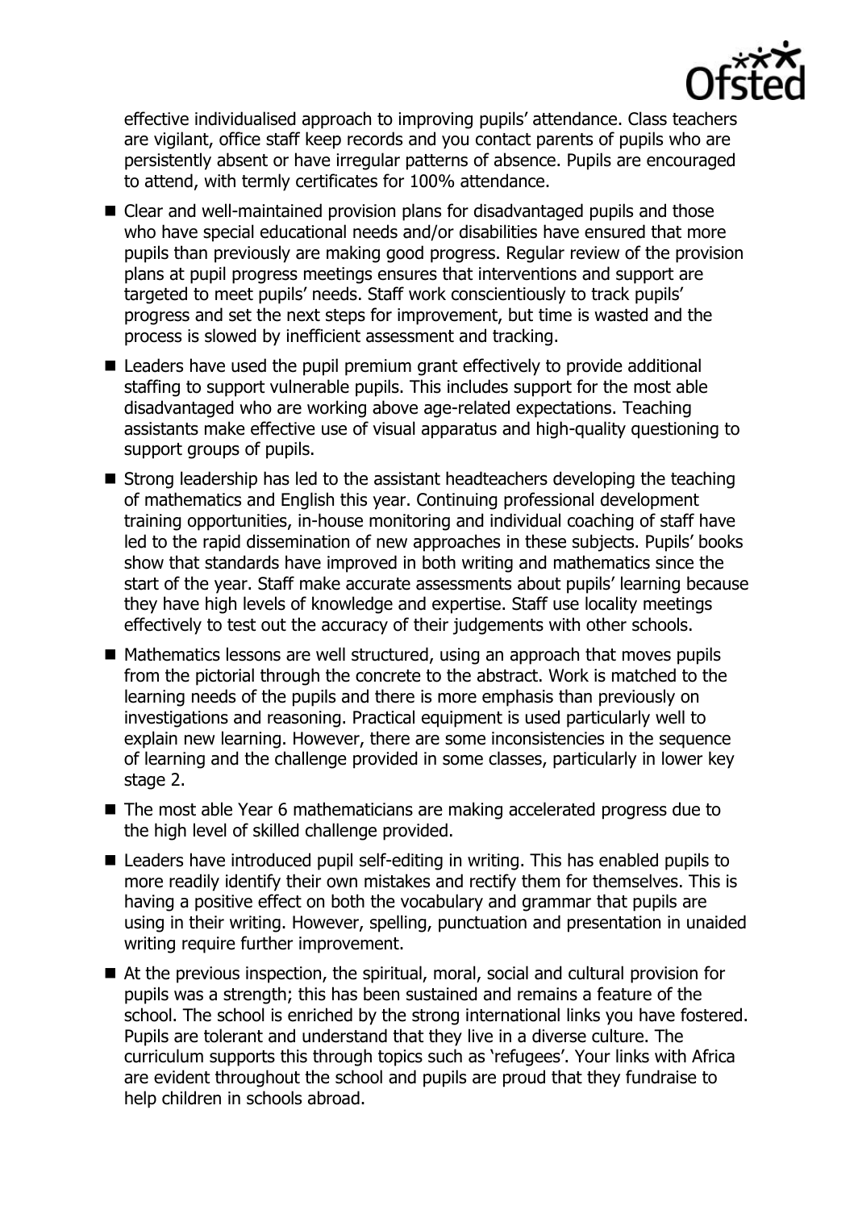effective individualised approach to improving pupils' attendance. Class teachers are vigilant, office staff keep records and you contact parents of pupils who are persistently absent or have irregular patterns of absence. Pupils are encouraged to attend, with termly certificates for 100% attendance.

- Clear and well-maintained provision plans for disadvantaged pupils and those who have special educational needs and/or disabilities have ensured that more pupils than previously are making good progress. Regular review of the provision plans at pupil progress meetings ensures that interventions and support are targeted to meet pupils' needs. Staff work conscientiously to track pupils' progress and set the next steps for improvement, but time is wasted and the process is slowed by inefficient assessment and tracking.
- Leaders have used the pupil premium grant effectively to provide additional staffing to support vulnerable pupils. This includes support for the most able disadvantaged who are working above age-related expectations. Teaching assistants make effective use of visual apparatus and high-quality questioning to support groups of pupils.
- Strong leadership has led to the assistant headteachers developing the teaching of mathematics and English this year. Continuing professional development training opportunities, in-house monitoring and individual coaching of staff have led to the rapid dissemination of new approaches in these subjects. Pupils' books show that standards have improved in both writing and mathematics since the start of the year. Staff make accurate assessments about pupils' learning because they have high levels of knowledge and expertise. Staff use locality meetings effectively to test out the accuracy of their judgements with other schools.
- Mathematics lessons are well structured, using an approach that moves pupils from the pictorial through the concrete to the abstract. Work is matched to the learning needs of the pupils and there is more emphasis than previously on investigations and reasoning. Practical equipment is used particularly well to explain new learning. However, there are some inconsistencies in the sequence of learning and the challenge provided in some classes, particularly in lower key stage 2.
- The most able Year 6 mathematicians are making accelerated progress due to the high level of skilled challenge provided.
- Leaders have introduced pupil self-editing in writing. This has enabled pupils to more readily identify their own mistakes and rectify them for themselves. This is having a positive effect on both the vocabulary and grammar that pupils are using in their writing. However, spelling, punctuation and presentation in unaided writing require further improvement.
- At the previous inspection, the spiritual, moral, social and cultural provision for pupils was a strength; this has been sustained and remains a feature of the school. The school is enriched by the strong international links you have fostered. Pupils are tolerant and understand that they live in a diverse culture. The curriculum supports this through topics such as 'refugees'. Your links with Africa are evident throughout the school and pupils are proud that they fundraise to help children in schools abroad.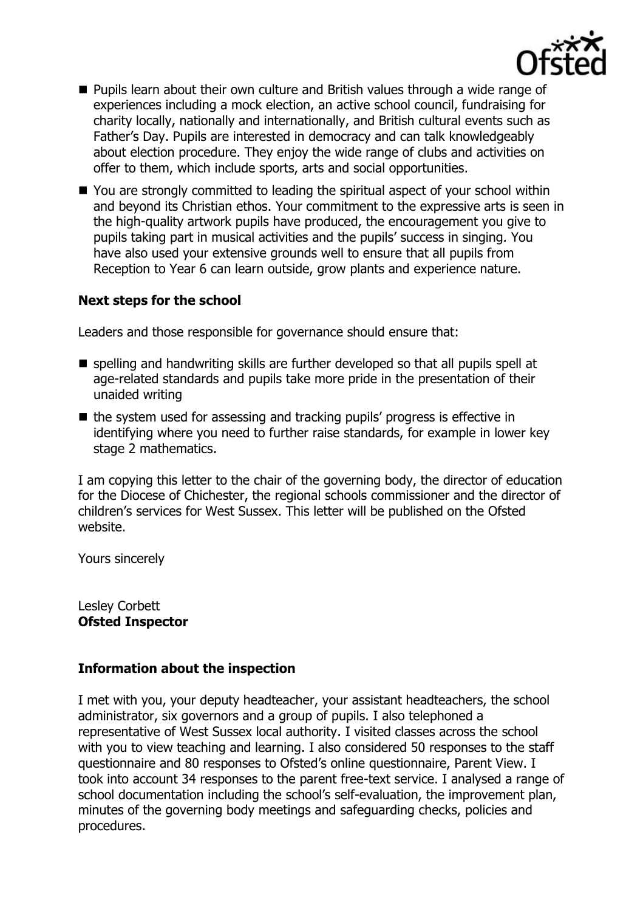- Pupils learn about their own culture and British values through a wide range of experiences including a mock election, an active school council, fundraising for charity locally, nationally and internationally, and British cultural events such as Father's Day. Pupils are interested in democracy and can talk knowledgeably about election procedure. They enjoy the wide range of clubs and activities on offer to them, which include sports, arts and social opportunities.
- You are strongly committed to leading the spiritual aspect of your school within and beyond its Christian ethos. Your commitment to the expressive arts is seen in the high-quality artwork pupils have produced, the encouragement you give to pupils taking part in musical activities and the pupils' success in singing. You have also used your extensive grounds well to ensure that all pupils from Reception to Year 6 can learn outside, grow plants and experience nature.

**Next steps for the school**

Leaders and those responsible for governance should ensure that:

- spelling and handwriting skills are further developed so that all pupils spell at age-related standards and pupils take more pride in the presentation of their unaided writing
- the system used for assessing and tracking pupils' progress is effective in identifying where you need to further raise standards, for example in lower key stage 2 mathematics.

I am copying this letter to the chair of the governing body, the director of education for the Diocese of Chichester, the regional schools commissioner and the director of children's services for West Sussex. This letter will be published on the Ofsted website.

Yours sincerely

Lesley Corbett
**Ofsted Inspector**

**Information about the inspection**

I met with you, your deputy headteacher, your assistant headteachers, the school administrator, six governors and a group of pupils. I also telephoned a representative of West Sussex local authority. I visited classes across the school with you to view teaching and learning. I also considered 50 responses to the staff questionnaire and 80 responses to Ofsted's online questionnaire, Parent View. I took into account 34 responses to the parent free-text service. I analysed a range of school documentation including the school's self-evaluation, the improvement plan, minutes of the governing body meetings and safeguarding checks, policies and procedures.